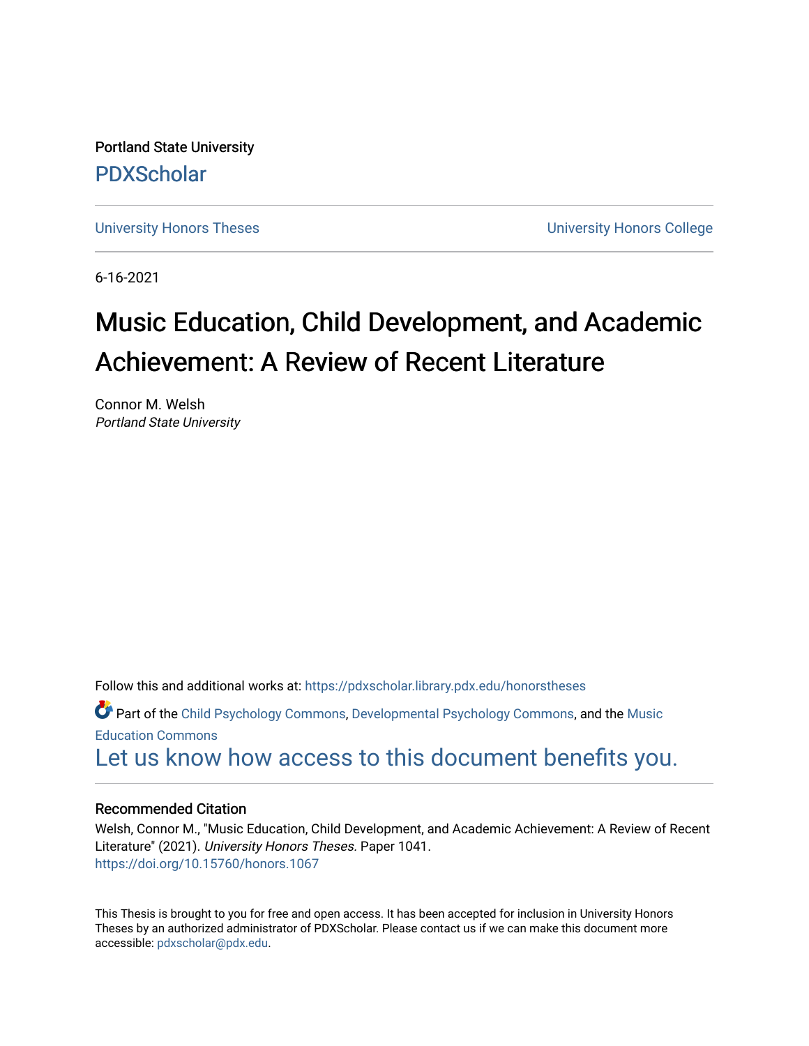Portland State University

PDXScholar

University Honors Theses University Honors College

6-16-2021

# Music Education, Child Development, and Academic Achievement: A Review of Recent Literature

Connor M. Welsh
*Portland State University*

Follow this and additional works at: https://pdxscholar.library.pdx.edu/honorstheses

Part of the Child Psychology Commons, Developmental Psychology Commons, and the Music Education Commons

Let us know how access to this document benefits you.

### Recommended Citation

Welsh, Connor M., "Music Education, Child Development, and Academic Achievement: A Review of Recent Literature" (2021). *University Honors Theses.* Paper 1041.
https://doi.org/10.15760/honors.1067

This Thesis is brought to you for free and open access. It has been accepted for inclusion in University Honors Theses by an authorized administrator of PDXScholar. Please contact us if we can make this document more accessible: pdxscholar@pdx.edu.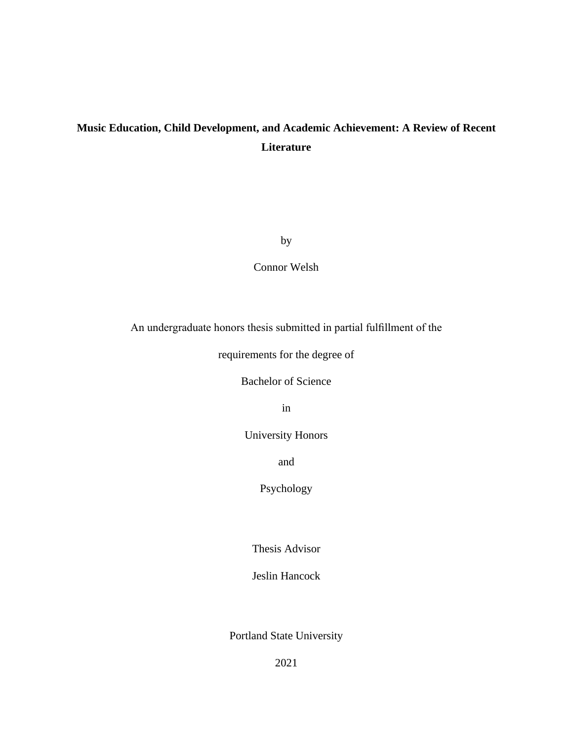# Music Education, Child Development, and Academic Achievement: A Review of Recent Literature

by

Connor Welsh

An undergraduate honors thesis submitted in partial fulfillment of the

requirements for the degree of

Bachelor of Science

in

University Honors

and

Psychology

Thesis Advisor

Jeslin Hancock

Portland State University

2021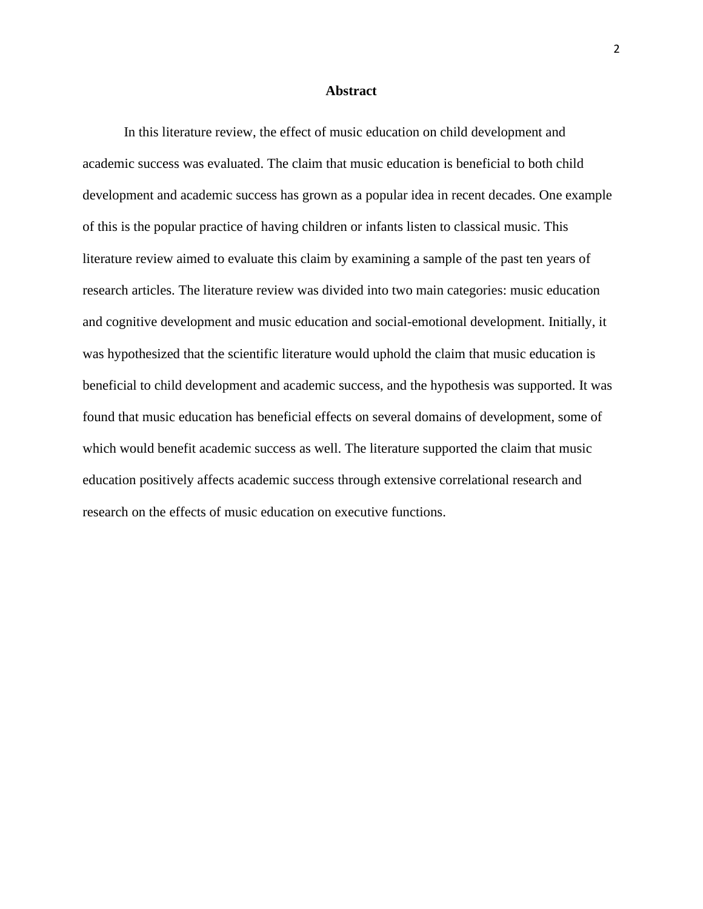# Abstract

In this literature review, the effect of music education on child development and academic success was evaluated. The claim that music education is beneficial to both child development and academic success has grown as a popular idea in recent decades. One example of this is the popular practice of having children or infants listen to classical music. This literature review aimed to evaluate this claim by examining a sample of the past ten years of research articles. The literature review was divided into two main categories: music education and cognitive development and music education and social-emotional development. Initially, it was hypothesized that the scientific literature would uphold the claim that music education is beneficial to child development and academic success, and the hypothesis was supported. It was found that music education has beneficial effects on several domains of development, some of which would benefit academic success as well. The literature supported the claim that music education positively affects academic success through extensive correlational research and research on the effects of music education on executive functions.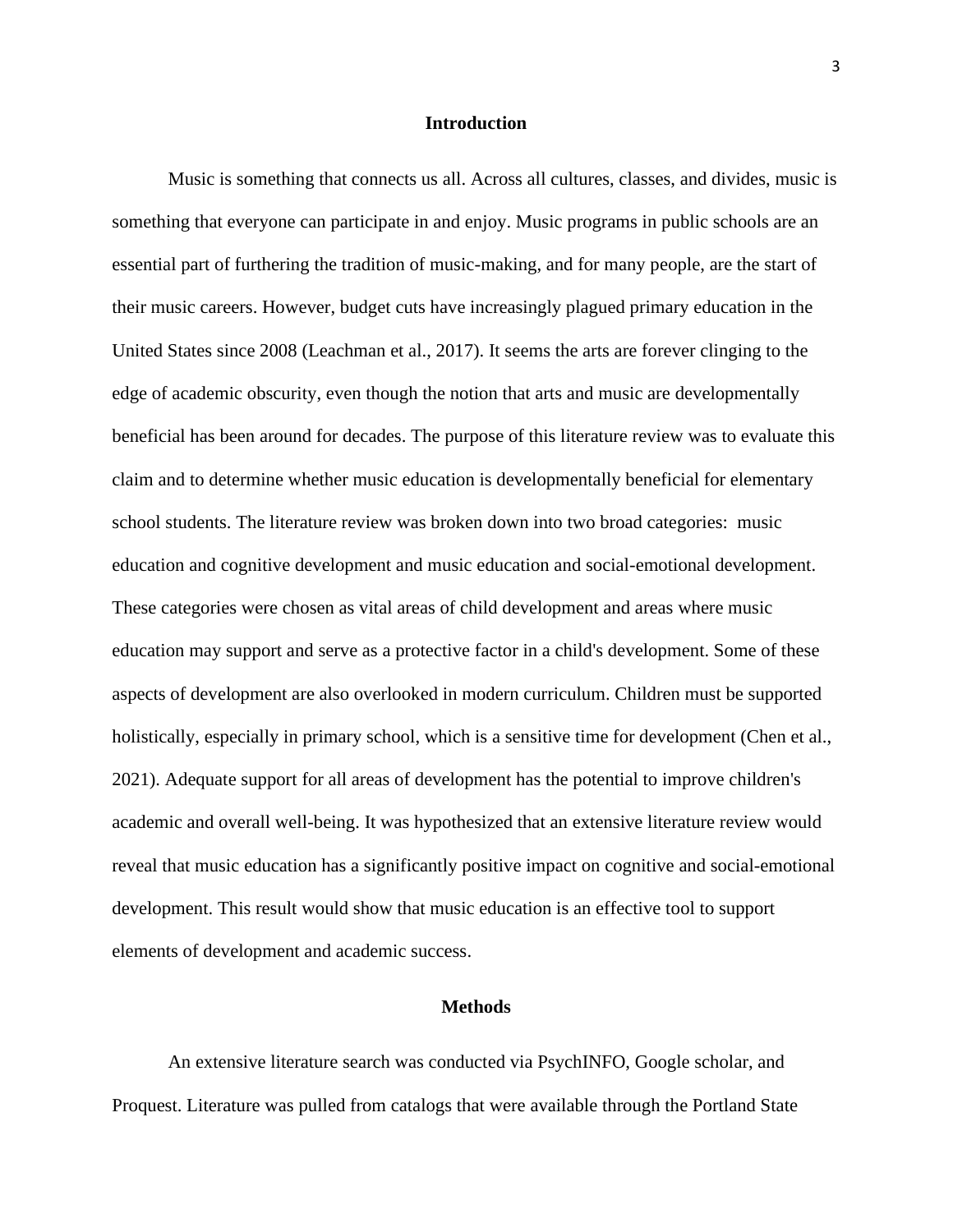## Introduction

Music is something that connects us all. Across all cultures, classes, and divides, music is something that everyone can participate in and enjoy. Music programs in public schools are an essential part of furthering the tradition of music-making, and for many people, are the start of their music careers. However, budget cuts have increasingly plagued primary education in the United States since 2008 (Leachman et al., 2017). It seems the arts are forever clinging to the edge of academic obscurity, even though the notion that arts and music are developmentally beneficial has been around for decades. The purpose of this literature review was to evaluate this claim and to determine whether music education is developmentally beneficial for elementary school students. The literature review was broken down into two broad categories: music education and cognitive development and music education and social-emotional development. These categories were chosen as vital areas of child development and areas where music education may support and serve as a protective factor in a child's development. Some of these aspects of development are also overlooked in modern curriculum. Children must be supported holistically, especially in primary school, which is a sensitive time for development (Chen et al., 2021). Adequate support for all areas of development has the potential to improve children's academic and overall well-being. It was hypothesized that an extensive literature review would reveal that music education has a significantly positive impact on cognitive and social-emotional development. This result would show that music education is an effective tool to support elements of development and academic success.

## Methods

An extensive literature search was conducted via PsychINFO, Google scholar, and Proquest. Literature was pulled from catalogs that were available through the Portland State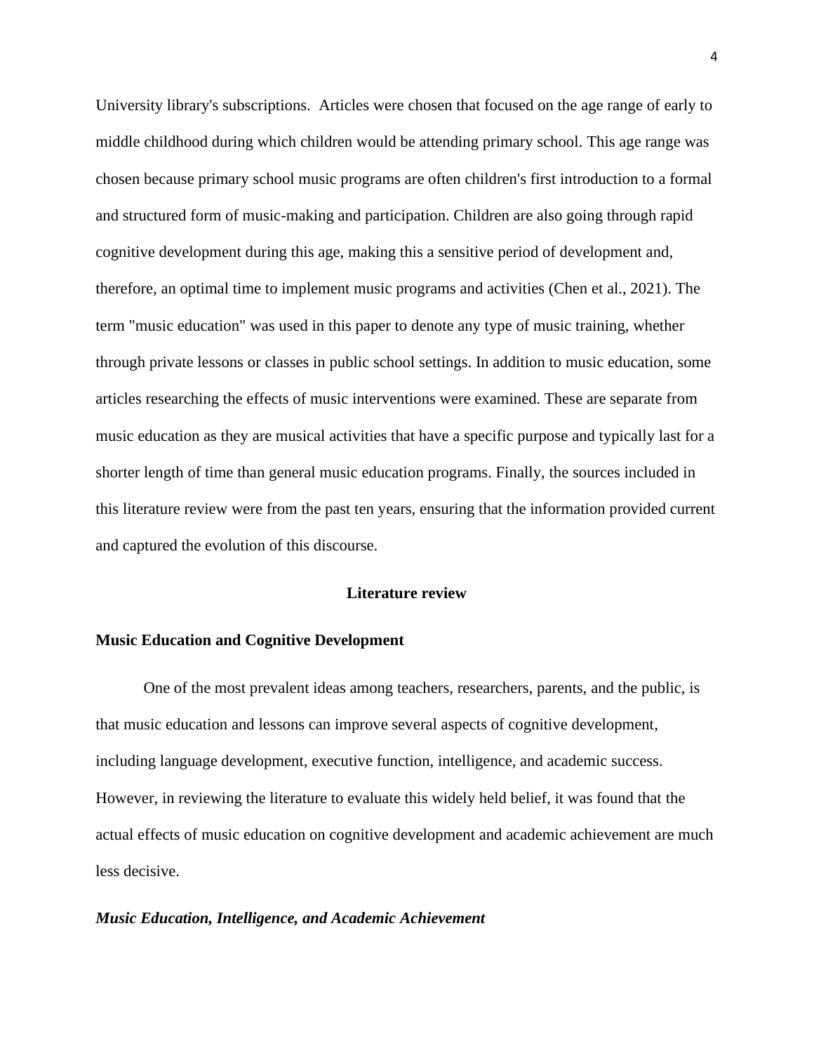University library's subscriptions.  Articles were chosen that focused on the age range of early to middle childhood during which children would be attending primary school. This age range was chosen because primary school music programs are often children's first introduction to a formal and structured form of music-making and participation. Children are also going through rapid cognitive development during this age, making this a sensitive period of development and, therefore, an optimal time to implement music programs and activities (Chen et al., 2021). The term "music education" was used in this paper to denote any type of music training, whether through private lessons or classes in public school settings. In addition to music education, some articles researching the effects of music interventions were examined. These are separate from music education as they are musical activities that have a specific purpose and typically last for a shorter length of time than general music education programs. Finally, the sources included in this literature review were from the past ten years, ensuring that the information provided current and captured the evolution of this discourse.

## Literature review

### Music Education and Cognitive Development

One of the most prevalent ideas among teachers, researchers, parents, and the public, is that music education and lessons can improve several aspects of cognitive development, including language development, executive function, intelligence, and academic success. However, in reviewing the literature to evaluate this widely held belief, it was found that the actual effects of music education on cognitive development and academic achievement are much less decisive.

#### *Music Education, Intelligence, and Academic Achievement*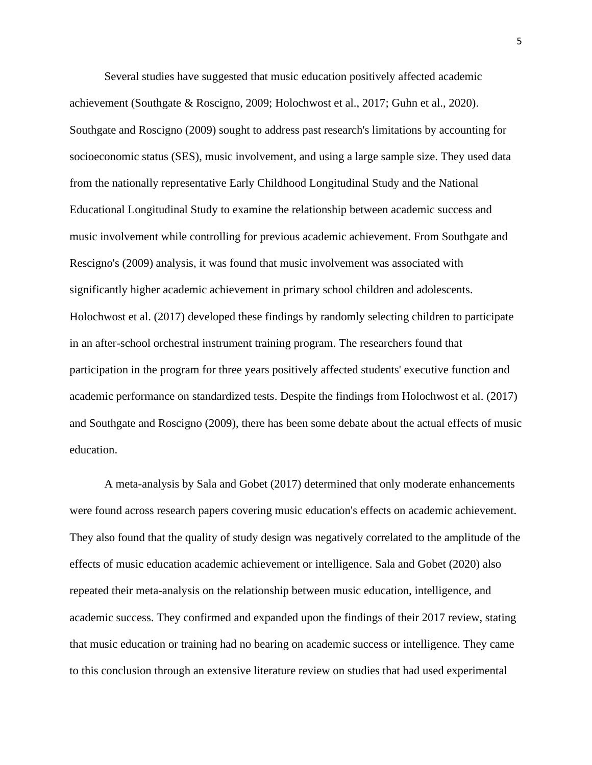Several studies have suggested that music education positively affected academic achievement (Southgate & Roscigno, 2009; Holochwost et al., 2017; Guhn et al., 2020). Southgate and Roscigno (2009) sought to address past research's limitations by accounting for socioeconomic status (SES), music involvement, and using a large sample size. They used data from the nationally representative Early Childhood Longitudinal Study and the National Educational Longitudinal Study to examine the relationship between academic success and music involvement while controlling for previous academic achievement. From Southgate and Rescigno's (2009) analysis, it was found that music involvement was associated with significantly higher academic achievement in primary school children and adolescents. Holochwost et al. (2017) developed these findings by randomly selecting children to participate in an after-school orchestral instrument training program. The researchers found that participation in the program for three years positively affected students' executive function and academic performance on standardized tests. Despite the findings from Holochwost et al. (2017) and Southgate and Roscigno (2009), there has been some debate about the actual effects of music education.

A meta-analysis by Sala and Gobet (2017) determined that only moderate enhancements were found across research papers covering music education's effects on academic achievement. They also found that the quality of study design was negatively correlated to the amplitude of the effects of music education academic achievement or intelligence. Sala and Gobet (2020) also repeated their meta-analysis on the relationship between music education, intelligence, and academic success. They confirmed and expanded upon the findings of their 2017 review, stating that music education or training had no bearing on academic success or intelligence. They came to this conclusion through an extensive literature review on studies that had used experimental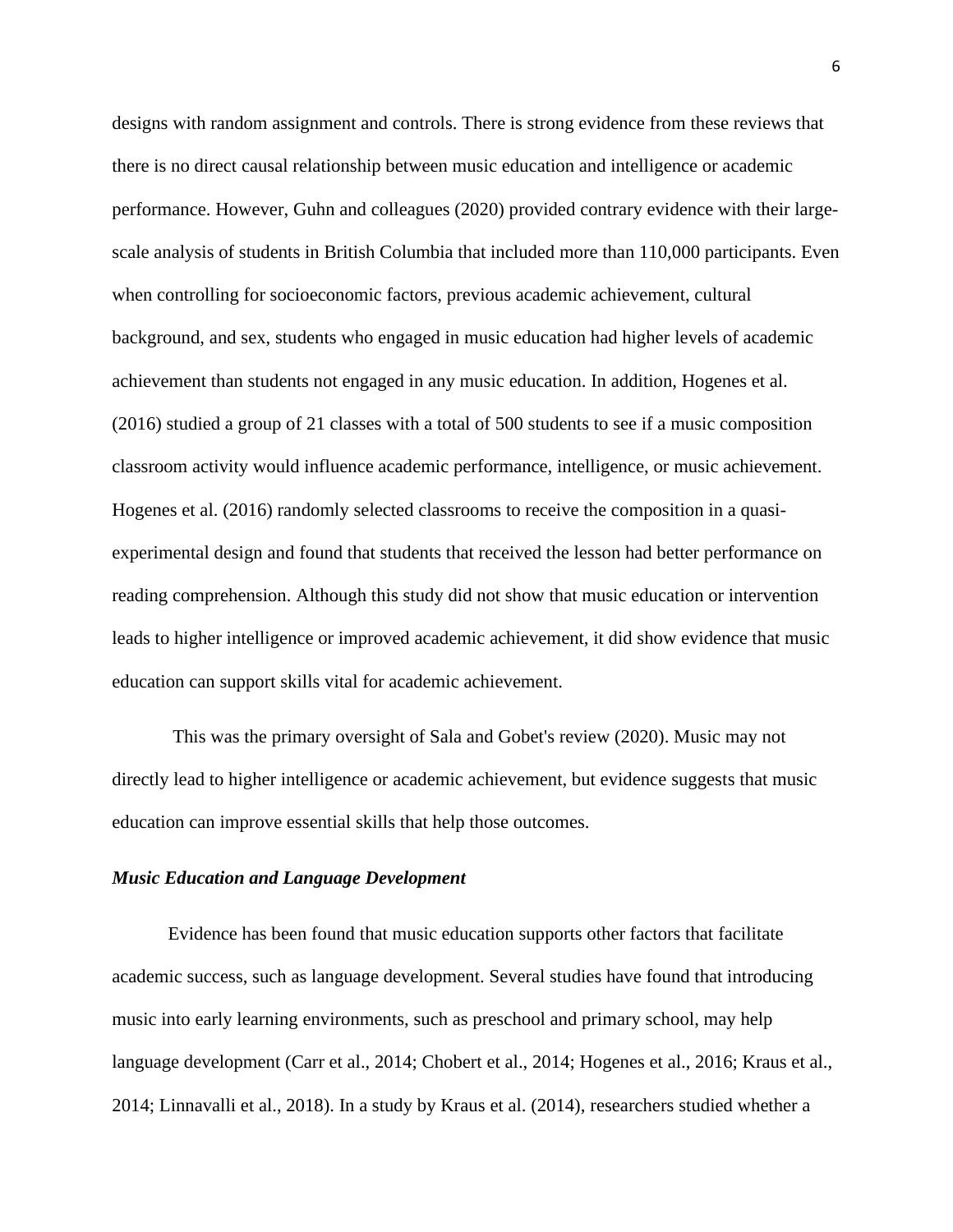designs with random assignment and controls. There is strong evidence from these reviews that there is no direct causal relationship between music education and intelligence or academic performance. However, Guhn and colleagues (2020) provided contrary evidence with their large-scale analysis of students in British Columbia that included more than 110,000 participants. Even when controlling for socioeconomic factors, previous academic achievement, cultural background, and sex, students who engaged in music education had higher levels of academic achievement than students not engaged in any music education. In addition, Hogenes et al. (2016) studied a group of 21 classes with a total of 500 students to see if a music composition classroom activity would influence academic performance, intelligence, or music achievement. Hogenes et al. (2016) randomly selected classrooms to receive the composition in a quasi-experimental design and found that students that received the lesson had better performance on reading comprehension. Although this study did not show that music education or intervention leads to higher intelligence or improved academic achievement, it did show evidence that music education can support skills vital for academic achievement.

This was the primary oversight of Sala and Gobet's review (2020). Music may not directly lead to higher intelligence or academic achievement, but evidence suggests that music education can improve essential skills that help those outcomes.

### *Music Education and Language Development*

Evidence has been found that music education supports other factors that facilitate academic success, such as language development. Several studies have found that introducing music into early learning environments, such as preschool and primary school, may help language development (Carr et al., 2014; Chobert et al., 2014; Hogenes et al., 2016; Kraus et al., 2014; Linnavalli et al., 2018). In a study by Kraus et al. (2014), researchers studied whether a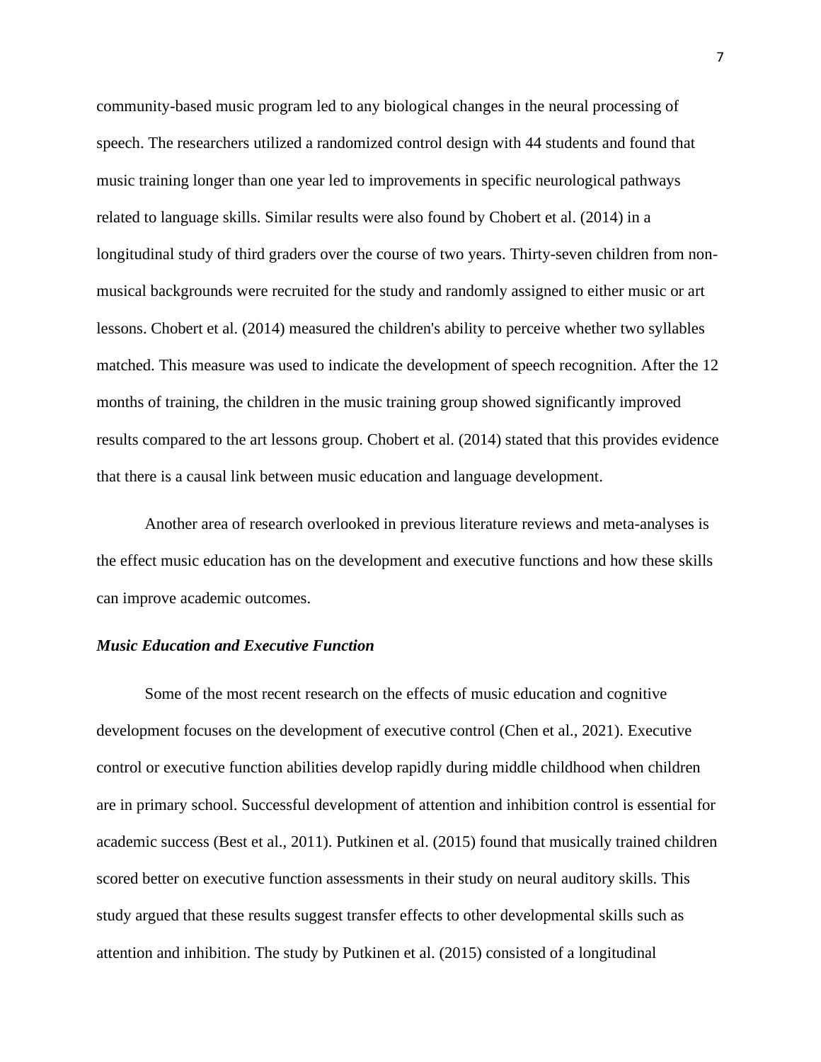community-based music program led to any biological changes in the neural processing of speech. The researchers utilized a randomized control design with 44 students and found that music training longer than one year led to improvements in specific neurological pathways related to language skills. Similar results were also found by Chobert et al. (2014) in a longitudinal study of third graders over the course of two years. Thirty-seven children from non-musical backgrounds were recruited for the study and randomly assigned to either music or art lessons. Chobert et al. (2014) measured the children's ability to perceive whether two syllables matched. This measure was used to indicate the development of speech recognition. After the 12 months of training, the children in the music training group showed significantly improved results compared to the art lessons group. Chobert et al. (2014) stated that this provides evidence that there is a causal link between music education and language development.

Another area of research overlooked in previous literature reviews and meta-analyses is the effect music education has on the development and executive functions and how these skills can improve academic outcomes.

***Music Education and Executive Function***

Some of the most recent research on the effects of music education and cognitive development focuses on the development of executive control (Chen et al., 2021). Executive control or executive function abilities develop rapidly during middle childhood when children are in primary school. Successful development of attention and inhibition control is essential for academic success (Best et al., 2011). Putkinen et al. (2015) found that musically trained children scored better on executive function assessments in their study on neural auditory skills. This study argued that these results suggest transfer effects to other developmental skills such as attention and inhibition. The study by Putkinen et al. (2015) consisted of a longitudinal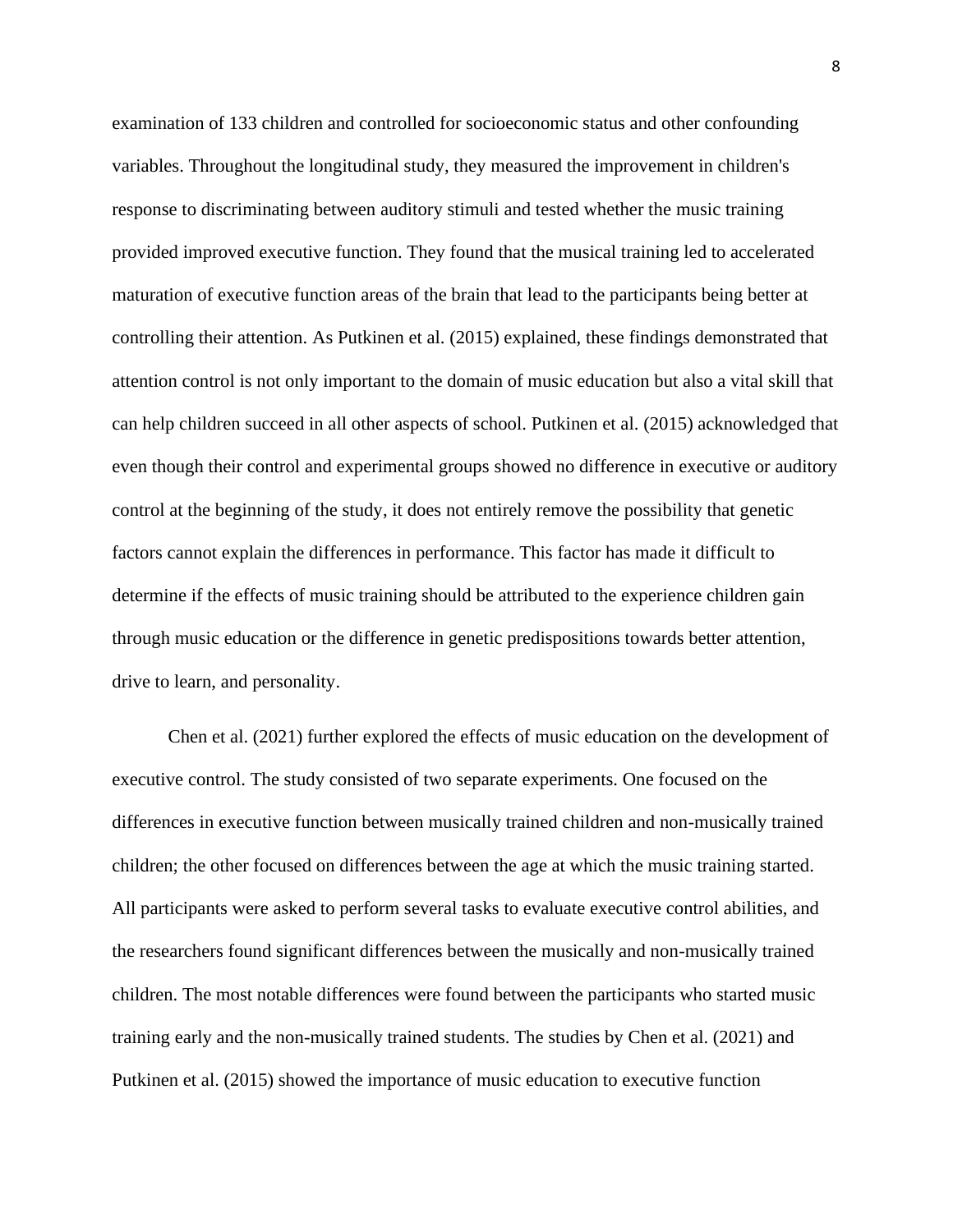examination of 133 children and controlled for socioeconomic status and other confounding variables. Throughout the longitudinal study, they measured the improvement in children's response to discriminating between auditory stimuli and tested whether the music training provided improved executive function. They found that the musical training led to accelerated maturation of executive function areas of the brain that lead to the participants being better at controlling their attention. As Putkinen et al. (2015) explained, these findings demonstrated that attention control is not only important to the domain of music education but also a vital skill that can help children succeed in all other aspects of school. Putkinen et al. (2015) acknowledged that even though their control and experimental groups showed no difference in executive or auditory control at the beginning of the study, it does not entirely remove the possibility that genetic factors cannot explain the differences in performance. This factor has made it difficult to determine if the effects of music training should be attributed to the experience children gain through music education or the difference in genetic predispositions towards better attention, drive to learn, and personality.

Chen et al. (2021) further explored the effects of music education on the development of executive control. The study consisted of two separate experiments. One focused on the differences in executive function between musically trained children and non-musically trained children; the other focused on differences between the age at which the music training started. All participants were asked to perform several tasks to evaluate executive control abilities, and the researchers found significant differences between the musically and non-musically trained children. The most notable differences were found between the participants who started music training early and the non-musically trained students. The studies by Chen et al. (2021) and Putkinen et al. (2015) showed the importance of music education to executive function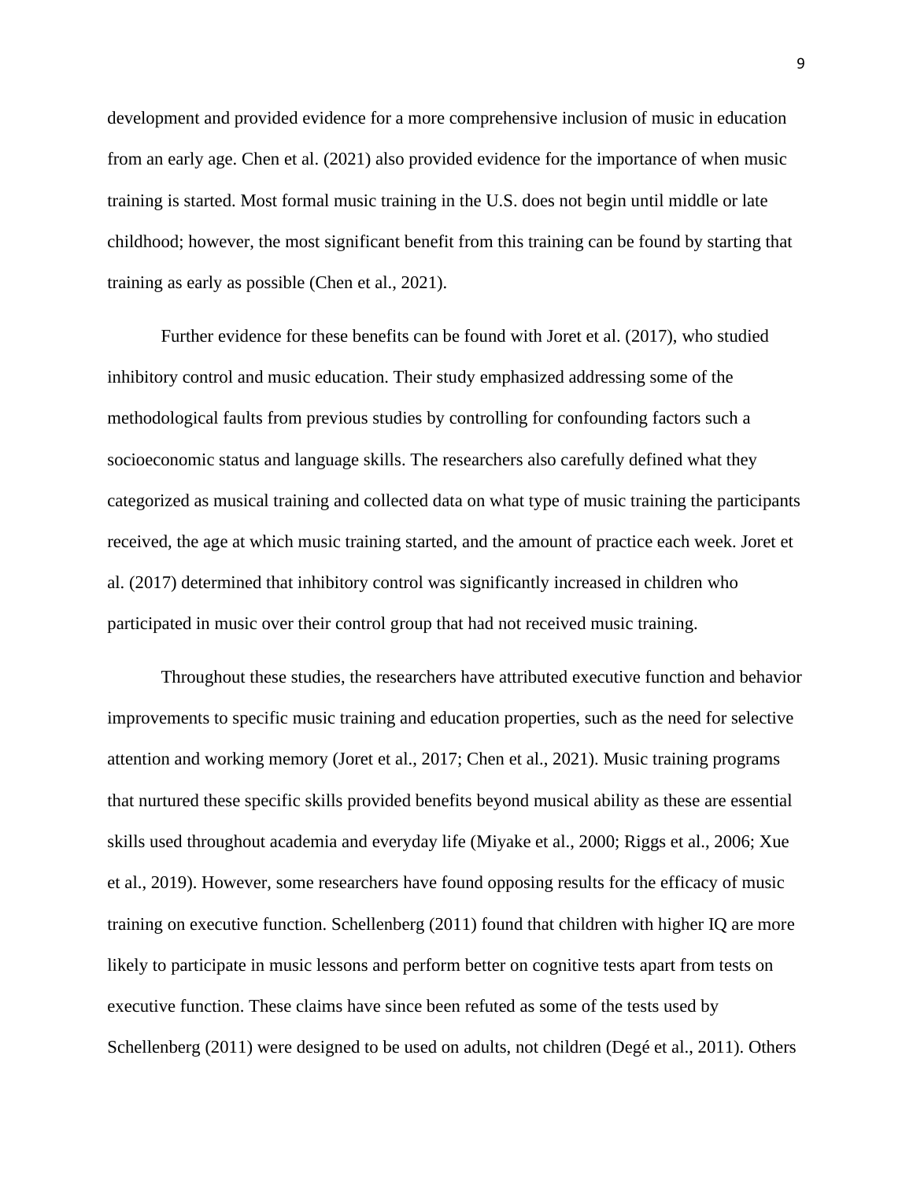development and provided evidence for a more comprehensive inclusion of music in education from an early age. Chen et al. (2021) also provided evidence for the importance of when music training is started. Most formal music training in the U.S. does not begin until middle or late childhood; however, the most significant benefit from this training can be found by starting that training as early as possible (Chen et al., 2021).

Further evidence for these benefits can be found with Joret et al. (2017), who studied inhibitory control and music education. Their study emphasized addressing some of the methodological faults from previous studies by controlling for confounding factors such a socioeconomic status and language skills. The researchers also carefully defined what they categorized as musical training and collected data on what type of music training the participants received, the age at which music training started, and the amount of practice each week. Joret et al. (2017) determined that inhibitory control was significantly increased in children who participated in music over their control group that had not received music training.

Throughout these studies, the researchers have attributed executive function and behavior improvements to specific music training and education properties, such as the need for selective attention and working memory (Joret et al., 2017; Chen et al., 2021). Music training programs that nurtured these specific skills provided benefits beyond musical ability as these are essential skills used throughout academia and everyday life (Miyake et al., 2000; Riggs et al., 2006; Xue et al., 2019). However, some researchers have found opposing results for the efficacy of music training on executive function. Schellenberg (2011) found that children with higher IQ are more likely to participate in music lessons and perform better on cognitive tests apart from tests on executive function. These claims have since been refuted as some of the tests used by Schellenberg (2011) were designed to be used on adults, not children (Degé et al., 2011). Others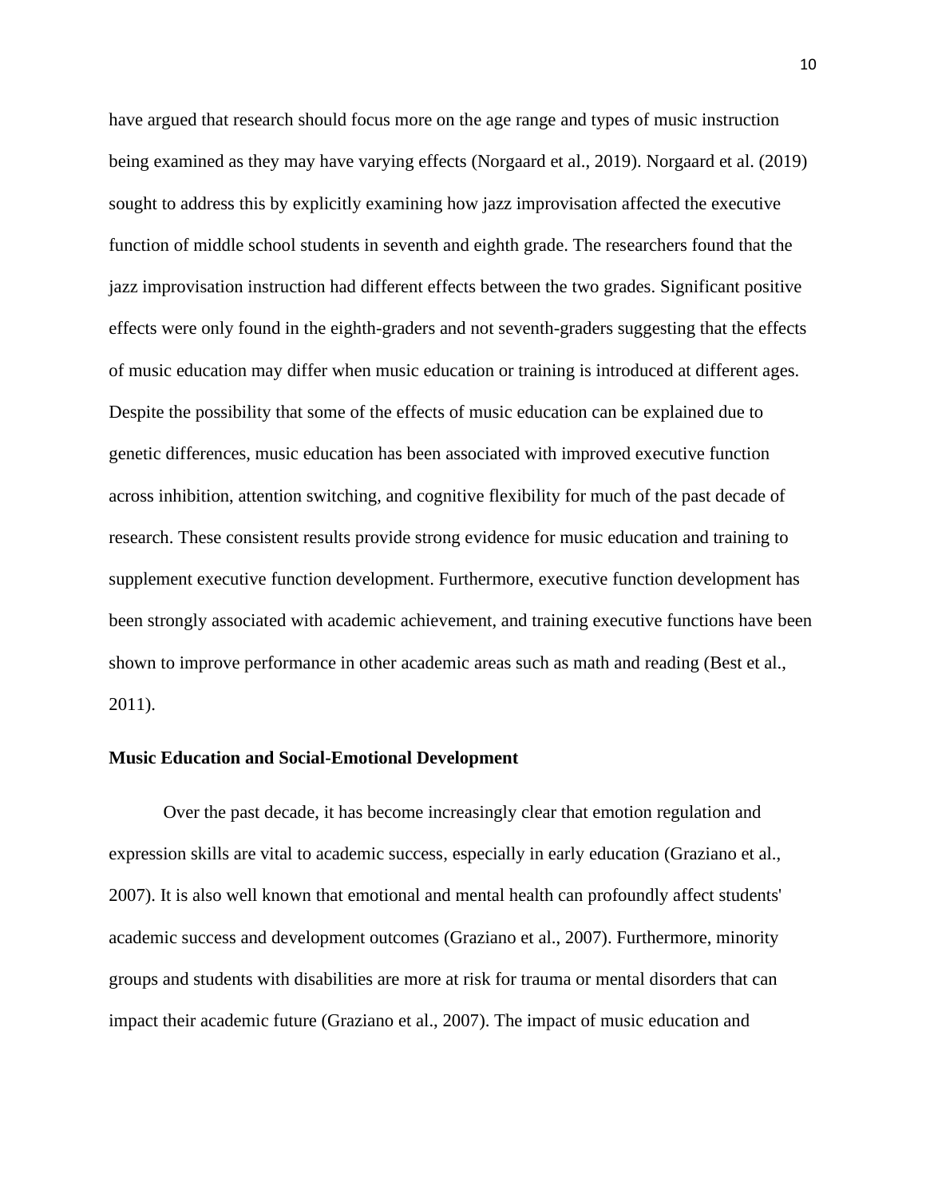have argued that research should focus more on the age range and types of music instruction being examined as they may have varying effects (Norgaard et al., 2019). Norgaard et al. (2019) sought to address this by explicitly examining how jazz improvisation affected the executive function of middle school students in seventh and eighth grade. The researchers found that the jazz improvisation instruction had different effects between the two grades. Significant positive effects were only found in the eighth-graders and not seventh-graders suggesting that the effects of music education may differ when music education or training is introduced at different ages. Despite the possibility that some of the effects of music education can be explained due to genetic differences, music education has been associated with improved executive function across inhibition, attention switching, and cognitive flexibility for much of the past decade of research. These consistent results provide strong evidence for music education and training to supplement executive function development. Furthermore, executive function development has been strongly associated with academic achievement, and training executive functions have been shown to improve performance in other academic areas such as math and reading (Best et al., 2011).

**Music Education and Social-Emotional Development**

Over the past decade, it has become increasingly clear that emotion regulation and expression skills are vital to academic success, especially in early education (Graziano et al., 2007). It is also well known that emotional and mental health can profoundly affect students' academic success and development outcomes (Graziano et al., 2007). Furthermore, minority groups and students with disabilities are more at risk for trauma or mental disorders that can impact their academic future (Graziano et al., 2007). The impact of music education and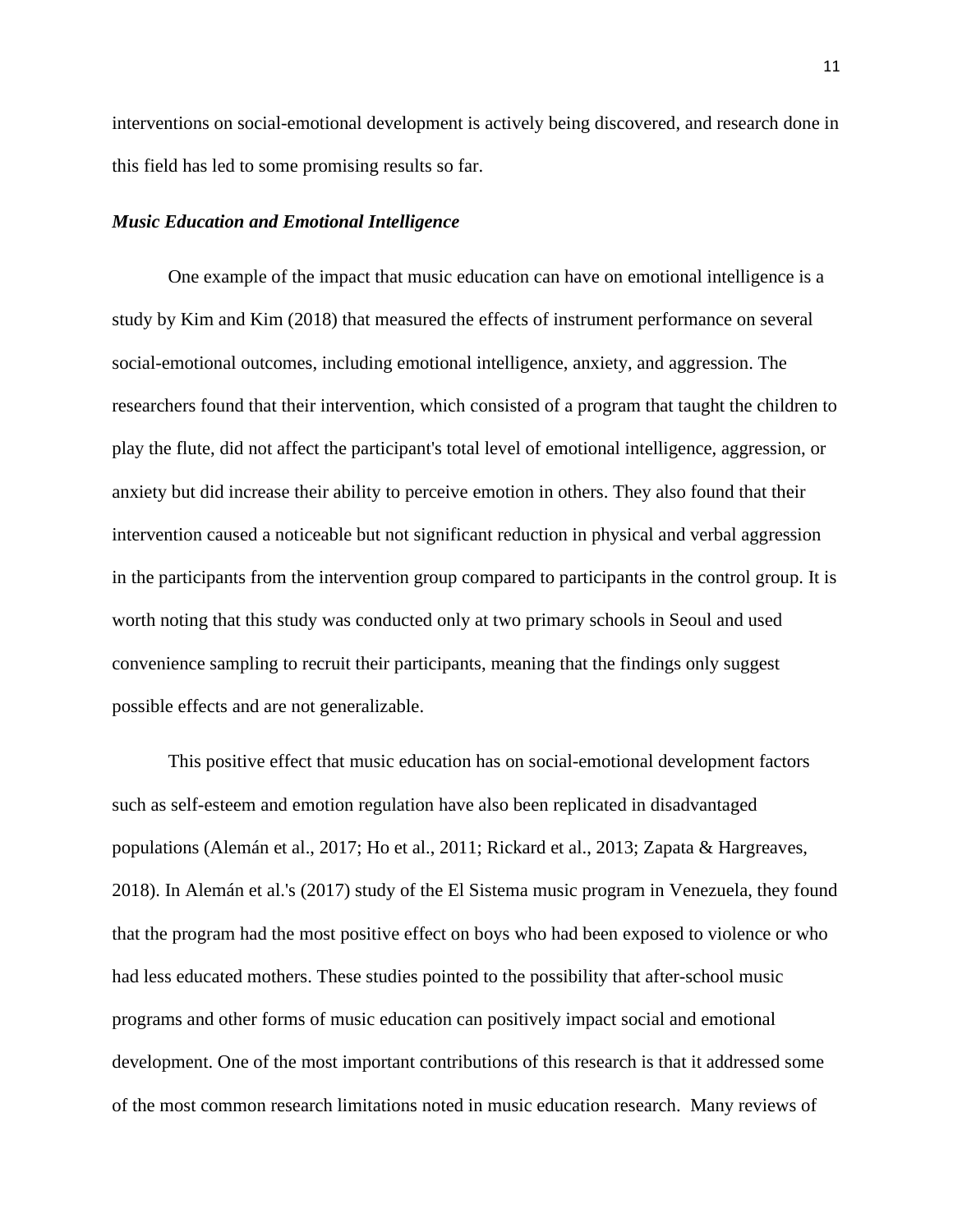interventions on social-emotional development is actively being discovered, and research done in this field has led to some promising results so far.

***Music Education and Emotional Intelligence***

One example of the impact that music education can have on emotional intelligence is a study by Kim and Kim (2018) that measured the effects of instrument performance on several social-emotional outcomes, including emotional intelligence, anxiety, and aggression. The researchers found that their intervention, which consisted of a program that taught the children to play the flute, did not affect the participant's total level of emotional intelligence, aggression, or anxiety but did increase their ability to perceive emotion in others. They also found that their intervention caused a noticeable but not significant reduction in physical and verbal aggression in the participants from the intervention group compared to participants in the control group. It is worth noting that this study was conducted only at two primary schools in Seoul and used convenience sampling to recruit their participants, meaning that the findings only suggest possible effects and are not generalizable.

This positive effect that music education has on social-emotional development factors such as self-esteem and emotion regulation have also been replicated in disadvantaged populations (Alemán et al., 2017; Ho et al., 2011; Rickard et al., 2013; Zapata & Hargreaves, 2018). In Alemán et al.'s (2017) study of the El Sistema music program in Venezuela, they found that the program had the most positive effect on boys who had been exposed to violence or who had less educated mothers. These studies pointed to the possibility that after-school music programs and other forms of music education can positively impact social and emotional development. One of the most important contributions of this research is that it addressed some of the most common research limitations noted in music education research. Many reviews of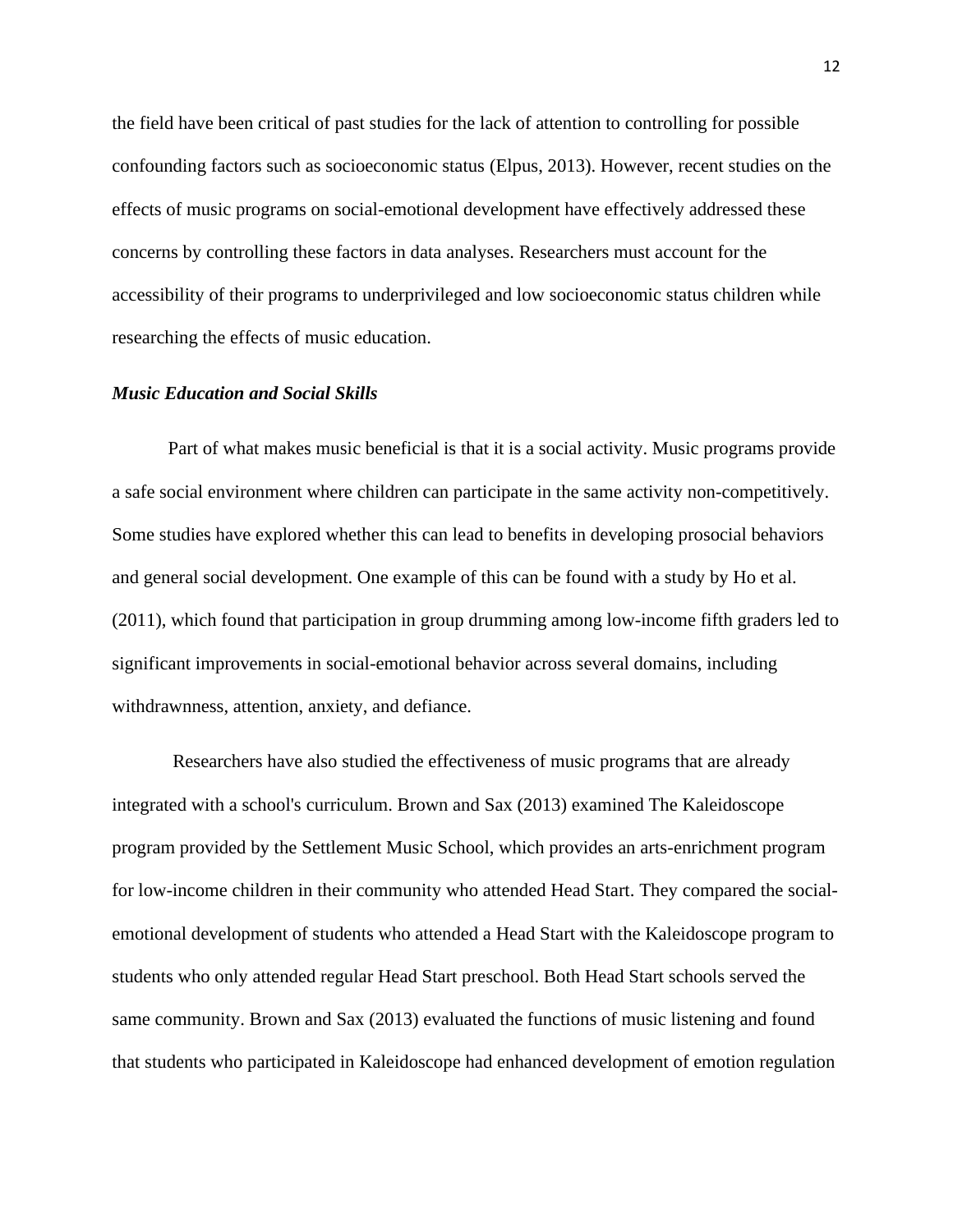the field have been critical of past studies for the lack of attention to controlling for possible confounding factors such as socioeconomic status (Elpus, 2013). However, recent studies on the effects of music programs on social-emotional development have effectively addressed these concerns by controlling these factors in data analyses. Researchers must account for the accessibility of their programs to underprivileged and low socioeconomic status children while researching the effects of music education.

### *Music Education and Social Skills*

Part of what makes music beneficial is that it is a social activity. Music programs provide a safe social environment where children can participate in the same activity non-competitively. Some studies have explored whether this can lead to benefits in developing prosocial behaviors and general social development. One example of this can be found with a study by Ho et al. (2011), which found that participation in group drumming among low-income fifth graders led to significant improvements in social-emotional behavior across several domains, including withdrawnness, attention, anxiety, and defiance.

Researchers have also studied the effectiveness of music programs that are already integrated with a school's curriculum. Brown and Sax (2013) examined The Kaleidoscope program provided by the Settlement Music School, which provides an arts-enrichment program for low-income children in their community who attended Head Start. They compared the social-emotional development of students who attended a Head Start with the Kaleidoscope program to students who only attended regular Head Start preschool. Both Head Start schools served the same community. Brown and Sax (2013) evaluated the functions of music listening and found that students who participated in Kaleidoscope had enhanced development of emotion regulation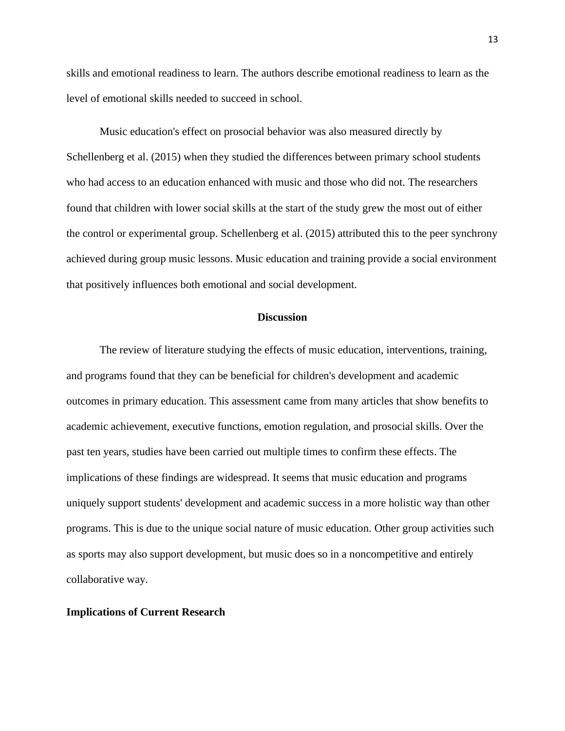skills and emotional readiness to learn. The authors describe emotional readiness to learn as the level of emotional skills needed to succeed in school.

Music education's effect on prosocial behavior was also measured directly by Schellenberg et al. (2015) when they studied the differences between primary school students who had access to an education enhanced with music and those who did not. The researchers found that children with lower social skills at the start of the study grew the most out of either the control or experimental group. Schellenberg et al. (2015) attributed this to the peer synchrony achieved during group music lessons. Music education and training provide a social environment that positively influences both emotional and social development.

## Discussion

The review of literature studying the effects of music education, interventions, training, and programs found that they can be beneficial for children's development and academic outcomes in primary education. This assessment came from many articles that show benefits to academic achievement, executive functions, emotion regulation, and prosocial skills. Over the past ten years, studies have been carried out multiple times to confirm these effects. The implications of these findings are widespread. It seems that music education and programs uniquely support students' development and academic success in a more holistic way than other programs. This is due to the unique social nature of music education. Other group activities such as sports may also support development, but music does so in a noncompetitive and entirely collaborative way.

### Implications of Current Research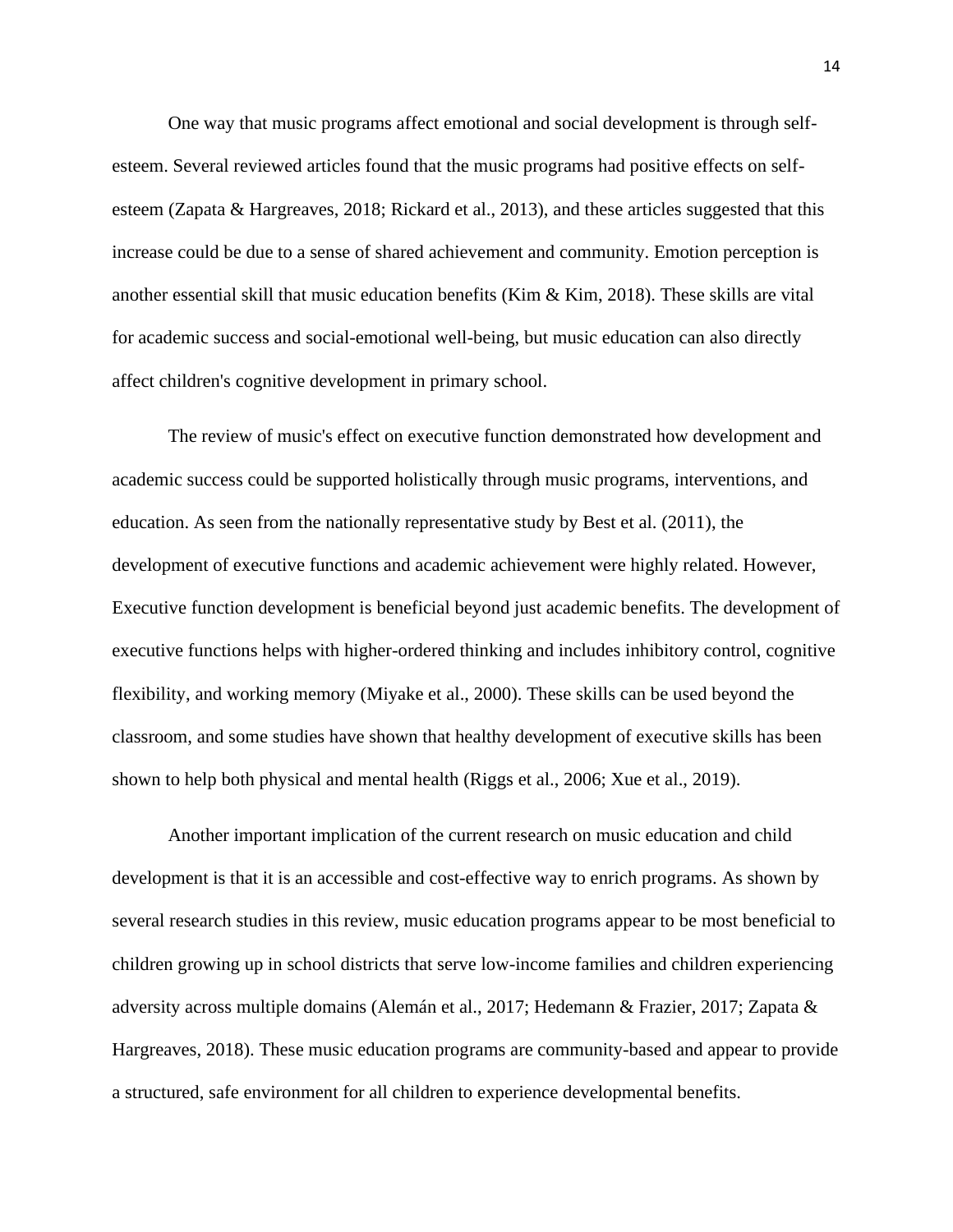One way that music programs affect emotional and social development is through self-esteem. Several reviewed articles found that the music programs had positive effects on self-esteem (Zapata & Hargreaves, 2018; Rickard et al., 2013), and these articles suggested that this increase could be due to a sense of shared achievement and community. Emotion perception is another essential skill that music education benefits (Kim & Kim, 2018). These skills are vital for academic success and social-emotional well-being, but music education can also directly affect children's cognitive development in primary school.

The review of music's effect on executive function demonstrated how development and academic success could be supported holistically through music programs, interventions, and education. As seen from the nationally representative study by Best et al. (2011), the development of executive functions and academic achievement were highly related. However, Executive function development is beneficial beyond just academic benefits. The development of executive functions helps with higher-ordered thinking and includes inhibitory control, cognitive flexibility, and working memory (Miyake et al., 2000). These skills can be used beyond the classroom, and some studies have shown that healthy development of executive skills has been shown to help both physical and mental health (Riggs et al., 2006; Xue et al., 2019).

Another important implication of the current research on music education and child development is that it is an accessible and cost-effective way to enrich programs. As shown by several research studies in this review, music education programs appear to be most beneficial to children growing up in school districts that serve low-income families and children experiencing adversity across multiple domains (Alemán et al., 2017; Hedemann & Frazier, 2017; Zapata & Hargreaves, 2018). These music education programs are community-based and appear to provide a structured, safe environment for all children to experience developmental benefits.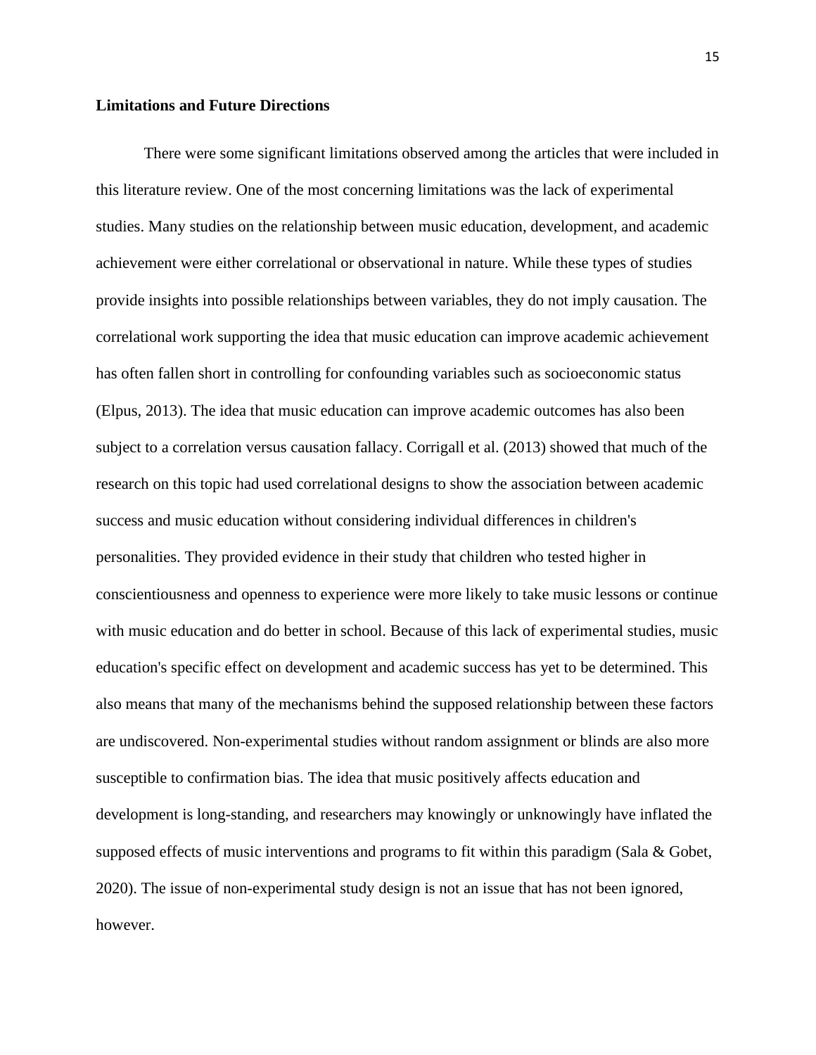**Limitations and Future Directions**

There were some significant limitations observed among the articles that were included in this literature review. One of the most concerning limitations was the lack of experimental studies. Many studies on the relationship between music education, development, and academic achievement were either correlational or observational in nature. While these types of studies provide insights into possible relationships between variables, they do not imply causation. The correlational work supporting the idea that music education can improve academic achievement has often fallen short in controlling for confounding variables such as socioeconomic status (Elpus, 2013). The idea that music education can improve academic outcomes has also been subject to a correlation versus causation fallacy. Corrigall et al. (2013) showed that much of the research on this topic had used correlational designs to show the association between academic success and music education without considering individual differences in children's personalities. They provided evidence in their study that children who tested higher in conscientiousness and openness to experience were more likely to take music lessons or continue with music education and do better in school. Because of this lack of experimental studies, music education's specific effect on development and academic success has yet to be determined. This also means that many of the mechanisms behind the supposed relationship between these factors are undiscovered. Non-experimental studies without random assignment or blinds are also more susceptible to confirmation bias. The idea that music positively affects education and development is long-standing, and researchers may knowingly or unknowingly have inflated the supposed effects of music interventions and programs to fit within this paradigm (Sala & Gobet, 2020). The issue of non-experimental study design is not an issue that has not been ignored, however.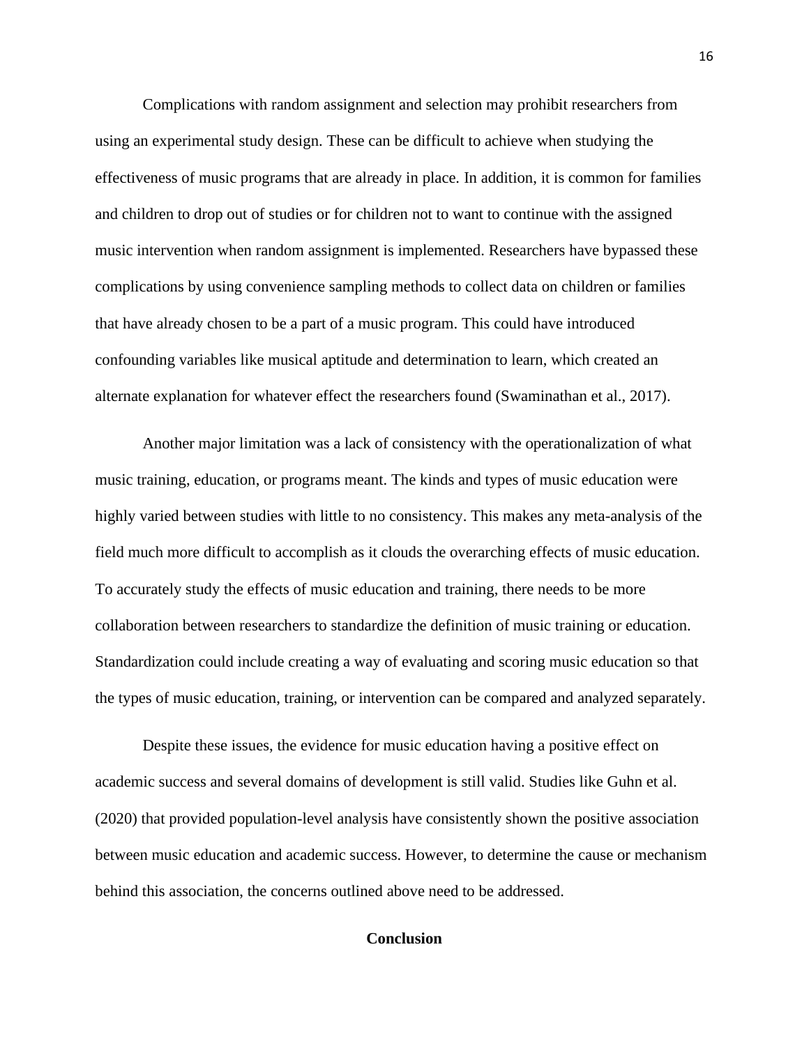Complications with random assignment and selection may prohibit researchers from using an experimental study design. These can be difficult to achieve when studying the effectiveness of music programs that are already in place. In addition, it is common for families and children to drop out of studies or for children not to want to continue with the assigned music intervention when random assignment is implemented. Researchers have bypassed these complications by using convenience sampling methods to collect data on children or families that have already chosen to be a part of a music program. This could have introduced confounding variables like musical aptitude and determination to learn, which created an alternate explanation for whatever effect the researchers found (Swaminathan et al., 2017).

Another major limitation was a lack of consistency with the operationalization of what music training, education, or programs meant. The kinds and types of music education were highly varied between studies with little to no consistency. This makes any meta-analysis of the field much more difficult to accomplish as it clouds the overarching effects of music education. To accurately study the effects of music education and training, there needs to be more collaboration between researchers to standardize the definition of music training or education. Standardization could include creating a way of evaluating and scoring music education so that the types of music education, training, or intervention can be compared and analyzed separately.

Despite these issues, the evidence for music education having a positive effect on academic success and several domains of development is still valid. Studies like Guhn et al. (2020) that provided population-level analysis have consistently shown the positive association between music education and academic success. However, to determine the cause or mechanism behind this association, the concerns outlined above need to be addressed.

## Conclusion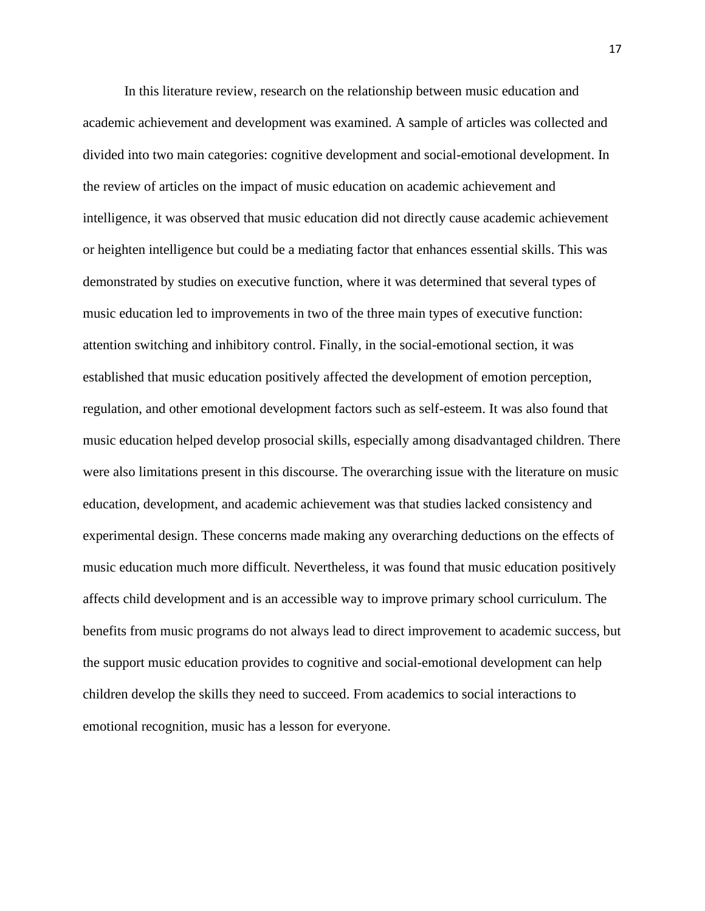In this literature review, research on the relationship between music education and academic achievement and development was examined. A sample of articles was collected and divided into two main categories: cognitive development and social-emotional development. In the review of articles on the impact of music education on academic achievement and intelligence, it was observed that music education did not directly cause academic achievement or heighten intelligence but could be a mediating factor that enhances essential skills. This was demonstrated by studies on executive function, where it was determined that several types of music education led to improvements in two of the three main types of executive function: attention switching and inhibitory control. Finally, in the social-emotional section, it was established that music education positively affected the development of emotion perception, regulation, and other emotional development factors such as self-esteem. It was also found that music education helped develop prosocial skills, especially among disadvantaged children. There were also limitations present in this discourse. The overarching issue with the literature on music education, development, and academic achievement was that studies lacked consistency and experimental design. These concerns made making any overarching deductions on the effects of music education much more difficult. Nevertheless, it was found that music education positively affects child development and is an accessible way to improve primary school curriculum. The benefits from music programs do not always lead to direct improvement to academic success, but the support music education provides to cognitive and social-emotional development can help children develop the skills they need to succeed. From academics to social interactions to emotional recognition, music has a lesson for everyone.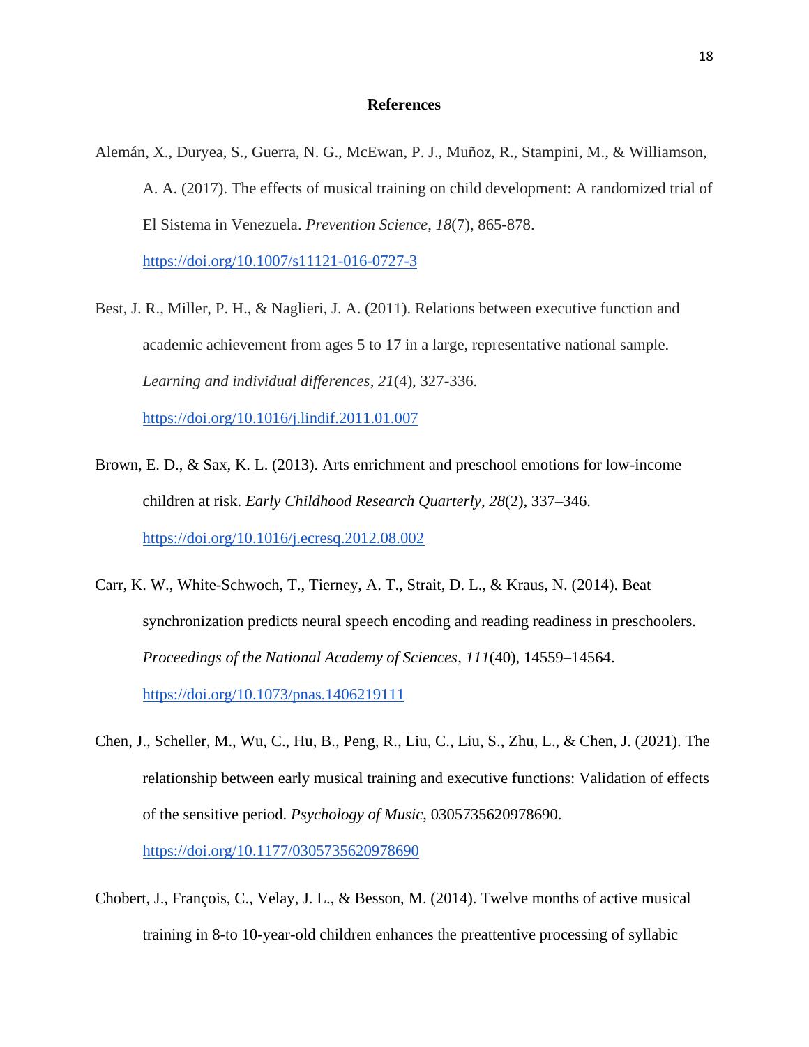# References

Alemán, X., Duryea, S., Guerra, N. G., McEwan, P. J., Muñoz, R., Stampini, M., & Williamson, A. A. (2017). The effects of musical training on child development: A randomized trial of El Sistema in Venezuela. *Prevention Science*, *18*(7), 865-878. https://doi.org/10.1007/s11121-016-0727-3

Best, J. R., Miller, P. H., & Naglieri, J. A. (2011). Relations between executive function and academic achievement from ages 5 to 17 in a large, representative national sample. *Learning and individual differences*, *21*(4), 327-336. https://doi.org/10.1016/j.lindif.2011.01.007

Brown, E. D., & Sax, K. L. (2013). Arts enrichment and preschool emotions for low-income children at risk. *Early Childhood Research Quarterly*, *28*(2), 337–346. https://doi.org/10.1016/j.ecresq.2012.08.002

Carr, K. W., White-Schwoch, T., Tierney, A. T., Strait, D. L., & Kraus, N. (2014). Beat synchronization predicts neural speech encoding and reading readiness in preschoolers. *Proceedings of the National Academy of Sciences*, *111*(40), 14559–14564. https://doi.org/10.1073/pnas.1406219111

Chen, J., Scheller, M., Wu, C., Hu, B., Peng, R., Liu, C., Liu, S., Zhu, L., & Chen, J. (2021). The relationship between early musical training and executive functions: Validation of effects of the sensitive period. *Psychology of Music*, 0305735620978690. https://doi.org/10.1177/0305735620978690

Chobert, J., François, C., Velay, J. L., & Besson, M. (2014). Twelve months of active musical training in 8-to 10-year-old children enhances the preattentive processing of syllabic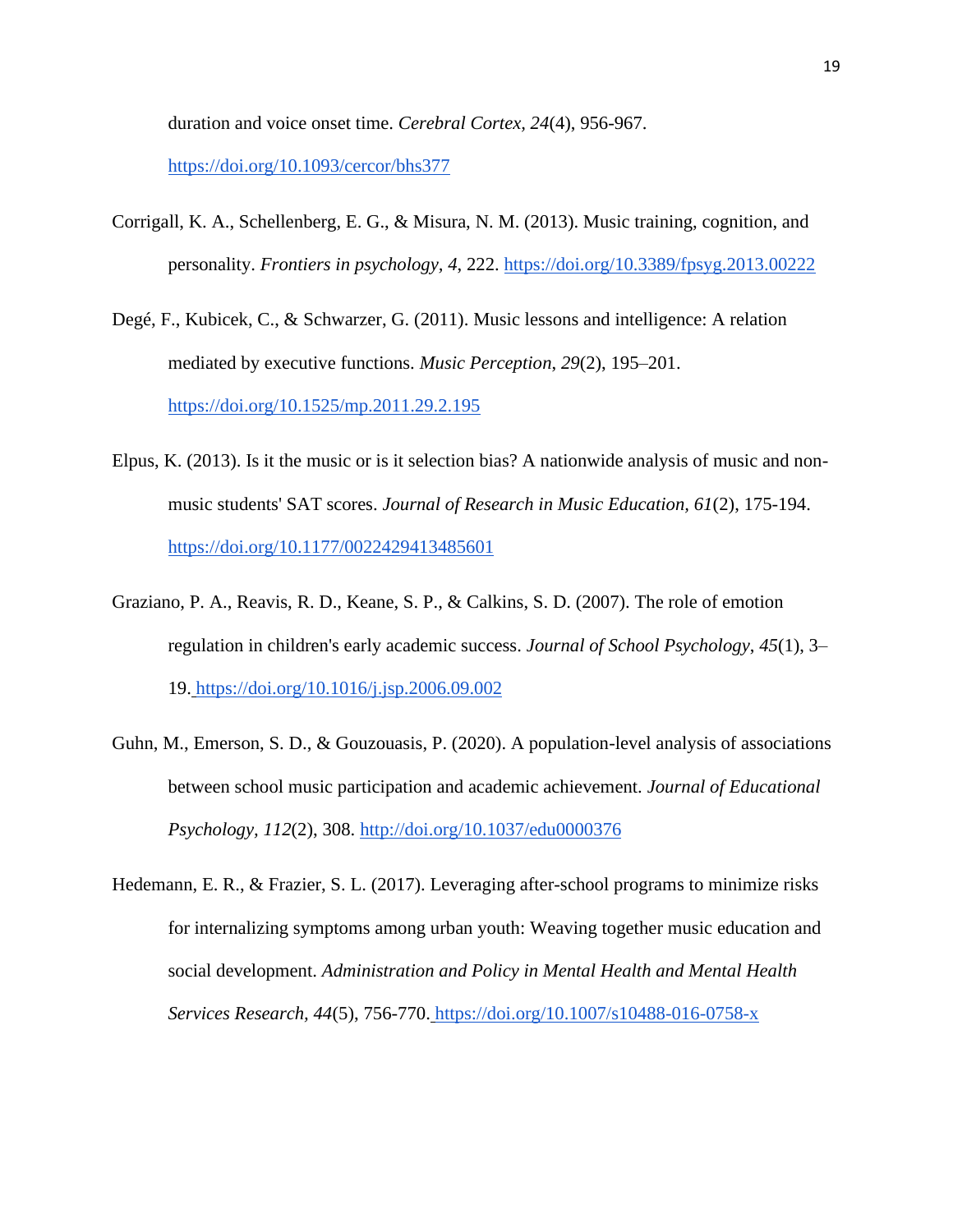duration and voice onset time. *Cerebral Cortex, 24*(4), 956-967. https://doi.org/10.1093/cercor/bhs377

Corrigall, K. A., Schellenberg, E. G., & Misura, N. M. (2013). Music training, cognition, and personality. *Frontiers in psychology*, *4*, 222. https://doi.org/10.3389/fpsyg.2013.00222

Degé, F., Kubicek, C., & Schwarzer, G. (2011). Music lessons and intelligence: A relation mediated by executive functions. *Music Perception*, *29*(2), 195–201. https://doi.org/10.1525/mp.2011.29.2.195

Elpus, K. (2013). Is it the music or is it selection bias? A nationwide analysis of music and non-music students' SAT scores. *Journal of Research in Music Education, 61*(2), 175-194. https://doi.org/10.1177/0022429413485601

Graziano, P. A., Reavis, R. D., Keane, S. P., & Calkins, S. D. (2007). The role of emotion regulation in children's early academic success. *Journal of School Psychology*, *45*(1), 3–19. https://doi.org/10.1016/j.jsp.2006.09.002

Guhn, M., Emerson, S. D., & Gouzouasis, P. (2020). A population-level analysis of associations between school music participation and academic achievement. *Journal of Educational Psychology*, *112*(2), 308. http://doi.org/10.1037/edu0000376

Hedemann, E. R., & Frazier, S. L. (2017). Leveraging after-school programs to minimize risks for internalizing symptoms among urban youth: Weaving together music education and social development. *Administration and Policy in Mental Health and Mental Health Services Research, 44*(5), 756-770. https://doi.org/10.1007/s10488-016-0758-x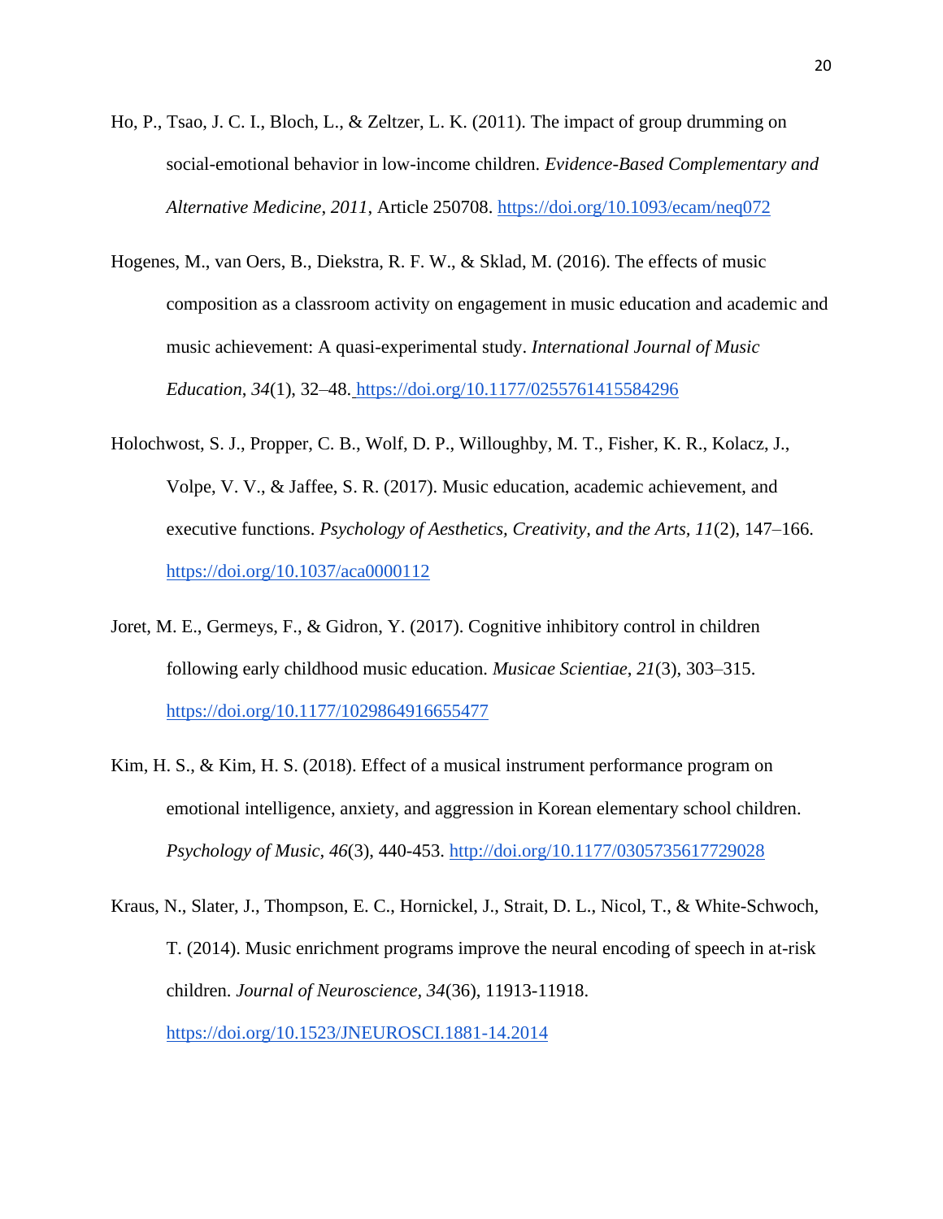Ho, P., Tsao, J. C. I., Bloch, L., & Zeltzer, L. K. (2011). The impact of group drumming on social-emotional behavior in low-income children. *Evidence-Based Complementary and Alternative Medicine*, *2011*, Article 250708. https://doi.org/10.1093/ecam/neq072

Hogenes, M., van Oers, B., Diekstra, R. F. W., & Sklad, M. (2016). The effects of music composition as a classroom activity on engagement in music education and academic and music achievement: A quasi-experimental study. *International Journal of Music Education*, *34*(1), 32–48. https://doi.org/10.1177/0255761415584296

Holochwost, S. J., Propper, C. B., Wolf, D. P., Willoughby, M. T., Fisher, K. R., Kolacz, J., Volpe, V. V., & Jaffee, S. R. (2017). Music education, academic achievement, and executive functions. *Psychology of Aesthetics, Creativity, and the Arts, 11*(2), 147–166. https://doi.org/10.1037/aca0000112

Joret, M. E., Germeys, F., & Gidron, Y. (2017). Cognitive inhibitory control in children following early childhood music education. *Musicae Scientiae*, *21*(3), 303–315. https://doi.org/10.1177/1029864916655477

Kim, H. S., & Kim, H. S. (2018). Effect of a musical instrument performance program on emotional intelligence, anxiety, and aggression in Korean elementary school children. *Psychology of Music, 46*(3), 440-453. http://doi.org/10.1177/0305735617729028

Kraus, N., Slater, J., Thompson, E. C., Hornickel, J., Strait, D. L., Nicol, T., & White-Schwoch, T. (2014). Music enrichment programs improve the neural encoding of speech in at-risk children. *Journal of Neuroscience, 34*(36), 11913-11918. https://doi.org/10.1523/JNEUROSCI.1881-14.2014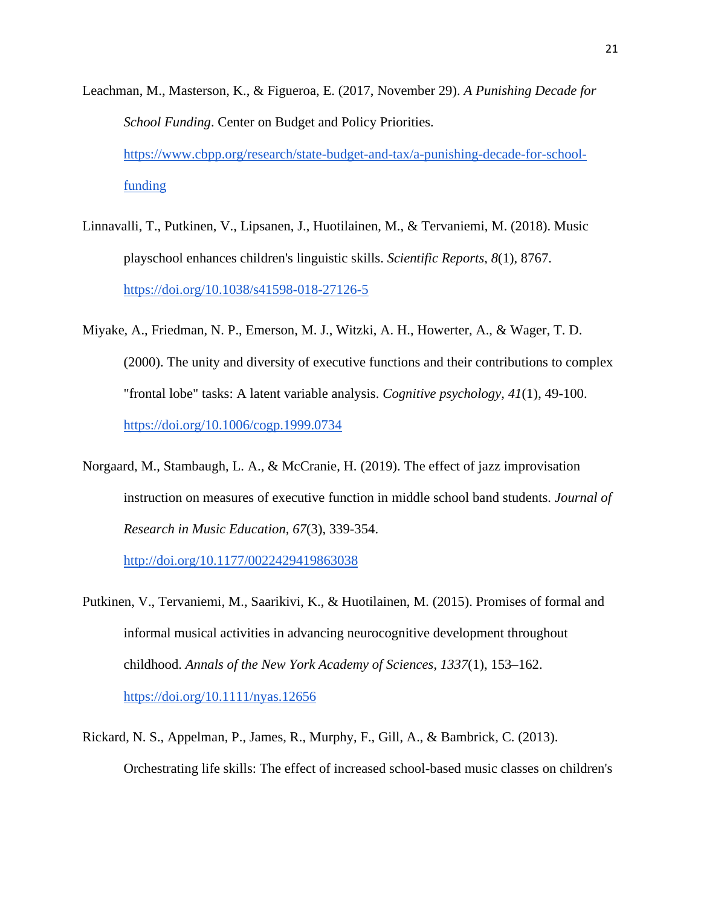Leachman, M., Masterson, K., & Figueroa, E. (2017, November 29). *A Punishing Decade for School Funding*. Center on Budget and Policy Priorities. https://www.cbpp.org/research/state-budget-and-tax/a-punishing-decade-for-school-funding

Linnavalli, T., Putkinen, V., Lipsanen, J., Huotilainen, M., & Tervaniemi, M. (2018). Music playschool enhances children's linguistic skills. *Scientific Reports, 8*(1), 8767. https://doi.org/10.1038/s41598-018-27126-5

Miyake, A., Friedman, N. P., Emerson, M. J., Witzki, A. H., Howerter, A., & Wager, T. D. (2000). The unity and diversity of executive functions and their contributions to complex "frontal lobe" tasks: A latent variable analysis. *Cognitive psychology, 41*(1), 49-100. https://doi.org/10.1006/cogp.1999.0734

Norgaard, M., Stambaugh, L. A., & McCranie, H. (2019). The effect of jazz improvisation instruction on measures of executive function in middle school band students. *Journal of Research in Music Education, 67*(3), 339-354. http://doi.org/10.1177/0022429419863038

Putkinen, V., Tervaniemi, M., Saarikivi, K., & Huotilainen, M. (2015). Promises of formal and informal musical activities in advancing neurocognitive development throughout childhood. *Annals of the New York Academy of Sciences*, *1337*(1), 153–162. https://doi.org/10.1111/nyas.12656

Rickard, N. S., Appelman, P., James, R., Murphy, F., Gill, A., & Bambrick, C. (2013). Orchestrating life skills: The effect of increased school-based music classes on children's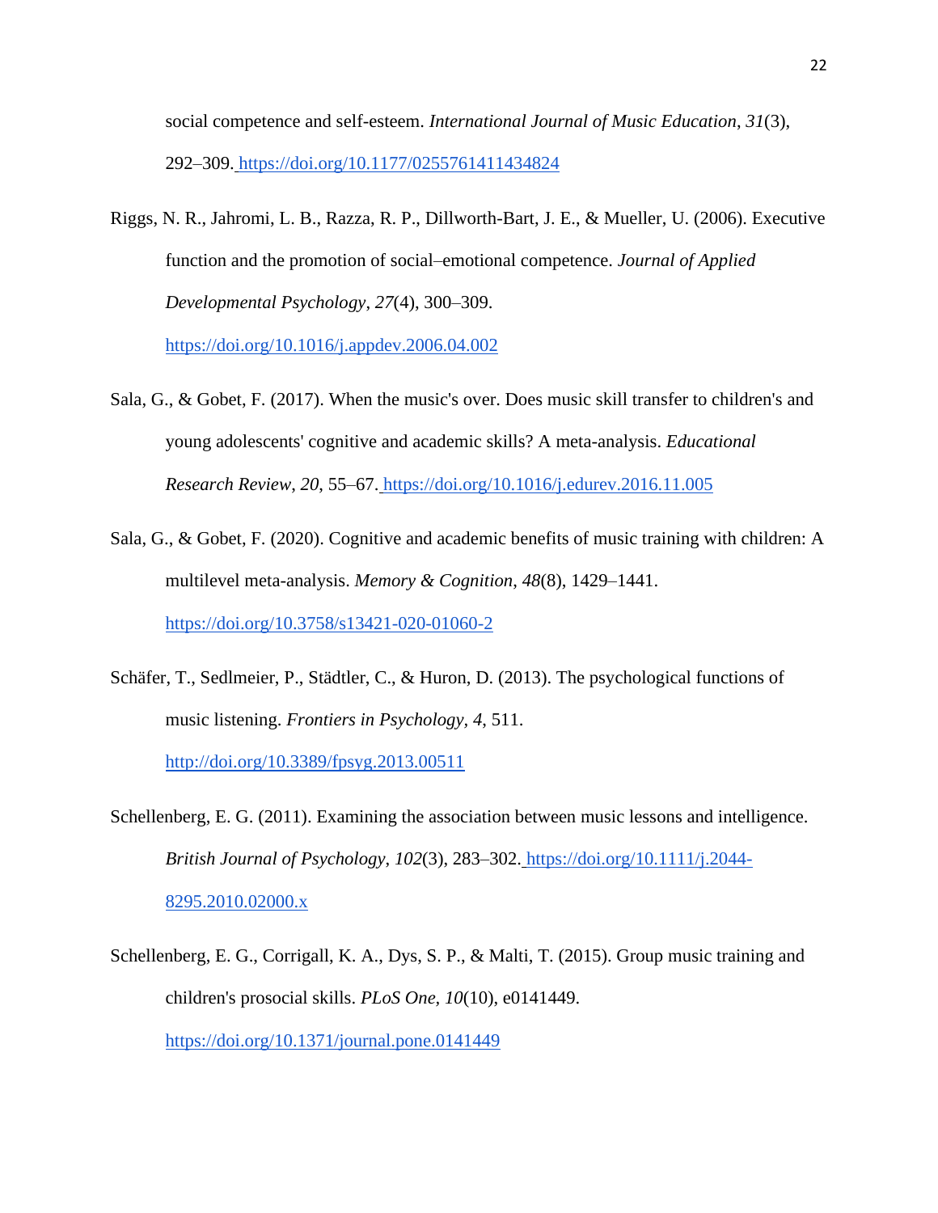social competence and self-esteem. *International Journal of Music Education*, *31*(3), 292–309. https://doi.org/10.1177/0255761411434824

Riggs, N. R., Jahromi, L. B., Razza, R. P., Dillworth-Bart, J. E., & Mueller, U. (2006). Executive function and the promotion of social–emotional competence. *Journal of Applied Developmental Psychology*, *27*(4), 300–309. https://doi.org/10.1016/j.appdev.2006.04.002

Sala, G., & Gobet, F. (2017). When the music's over. Does music skill transfer to children's and young adolescents' cognitive and academic skills? A meta-analysis. *Educational Research Review*, *20*, 55–67. https://doi.org/10.1016/j.edurev.2016.11.005

Sala, G., & Gobet, F. (2020). Cognitive and academic benefits of music training with children: A multilevel meta-analysis. *Memory & Cognition*, *48*(8), 1429–1441. https://doi.org/10.3758/s13421-020-01060-2

Schäfer, T., Sedlmeier, P., Städtler, C., & Huron, D. (2013). The psychological functions of music listening. *Frontiers in Psychology*, *4*, 511. http://doi.org/10.3389/fpsyg.2013.00511

Schellenberg, E. G. (2011). Examining the association between music lessons and intelligence. *British Journal of Psychology*, *102*(3), 283–302. https://doi.org/10.1111/j.2044-8295.2010.02000.x

Schellenberg, E. G., Corrigall, K. A., Dys, S. P., & Malti, T. (2015). Group music training and children's prosocial skills. *PLoS One*, *10*(10), e0141449. https://doi.org/10.1371/journal.pone.0141449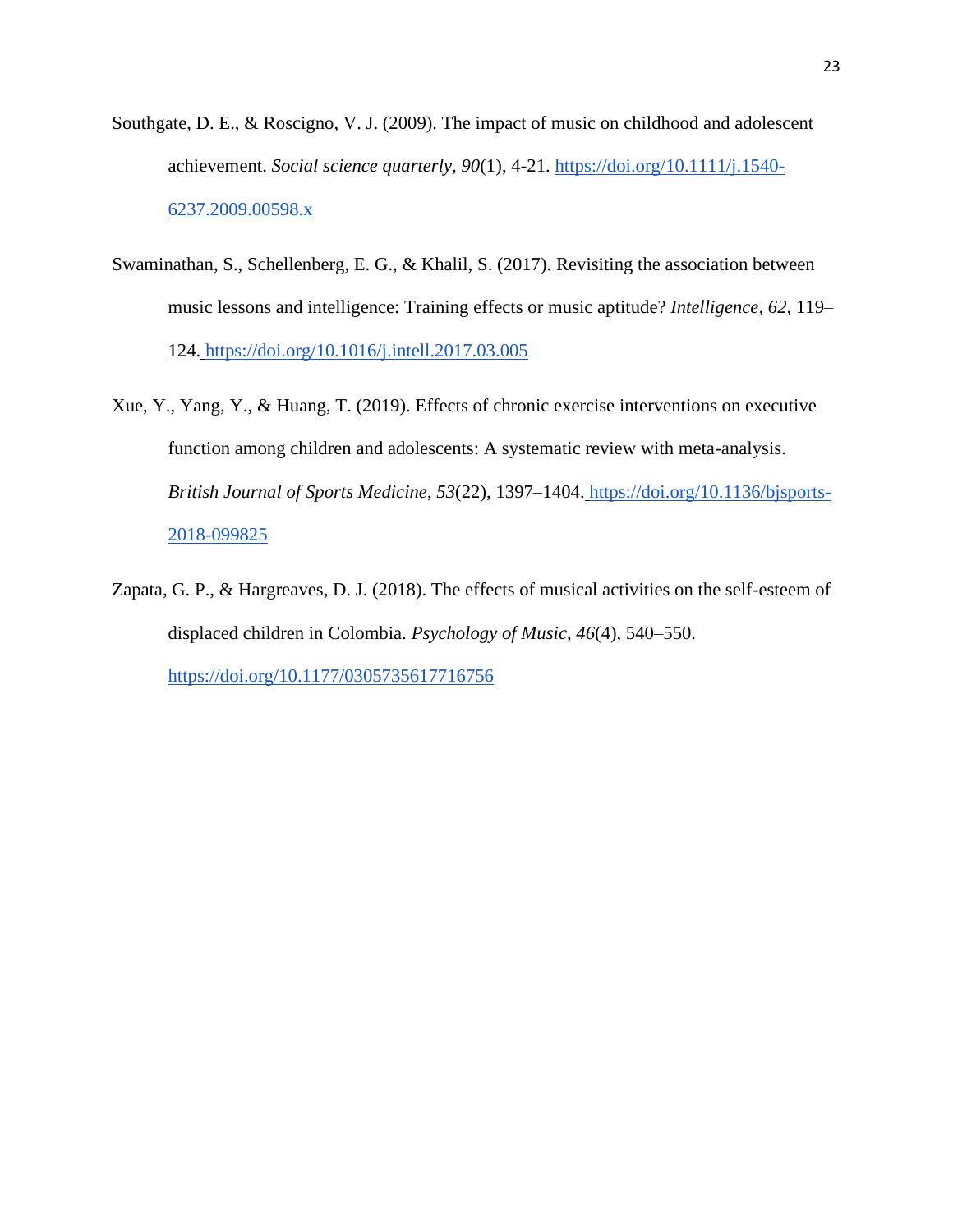Southgate, D. E., & Roscigno, V. J. (2009). The impact of music on childhood and adolescent achievement. *Social science quarterly, 90*(1), 4-21. https://doi.org/10.1111/j.1540-6237.2009.00598.x

Swaminathan, S., Schellenberg, E. G., & Khalil, S. (2017). Revisiting the association between music lessons and intelligence: Training effects or music aptitude? *Intelligence*, *62*, 119–124. https://doi.org/10.1016/j.intell.2017.03.005

Xue, Y., Yang, Y., & Huang, T. (2019). Effects of chronic exercise interventions on executive function among children and adolescents: A systematic review with meta-analysis. *British Journal of Sports Medicine*, *53*(22), 1397–1404. https://doi.org/10.1136/bjsports-2018-099825

Zapata, G. P., & Hargreaves, D. J. (2018). The effects of musical activities on the self-esteem of displaced children in Colombia. *Psychology of Music*, *46*(4), 540–550. https://doi.org/10.1177/0305735617716756